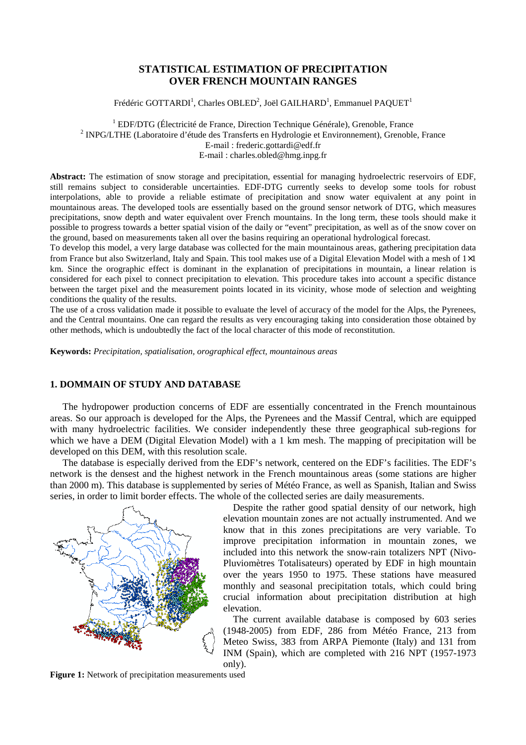# STATISTICAL ESTIMATION OF PRECIPITATION OVER FRENCH MOUNTAIN RANGES

Frédéric GOTTARDI[1], Charles OBLED[2], Joël GAILHARD[1], Emmanuel PAQUET[1]

[1] EDF/DTG (Électricité de France, Direction Technique Générale), Grenoble, France
[2] INPG/LTHE (Laboratoire d'étude des Transferts en Hydrologie et Environnement), Grenoble, France
E-mail : frederic.gottardi@edf.fr
E-mail : charles.obled@hmg.inpg.fr

**Abstract:** The estimation of snow storage and precipitation, essential for managing hydroelectric reservoirs of EDF, still remains subject to considerable uncertainties. EDF-DTG currently seeks to develop some tools for robust interpolations, able to provide a reliable estimate of precipitation and snow water equivalent at any point in mountainous areas. The developed tools are essentially based on the ground sensor network of DTG, which measures precipitations, snow depth and water equivalent over French mountains. In the long term, these tools should make it possible to progress towards a better spatial vision of the daily or "event" precipitation, as well as of the snow cover on the ground, based on measurements taken all over the basins requiring an operational hydrological forecast.
To develop this model, a very large database was collected for the main mountainous areas, gathering precipitation data from France but also Switzerland, Italy and Spain. This tool makes use of a Digital Elevation Model with a mesh of 1×1 km. Since the orographic effect is dominant in the explanation of precipitations in mountain, a linear relation is considered for each pixel to connect precipitation to elevation. This procedure takes into account a specific distance between the target pixel and the measurement points located in its vicinity, whose mode of selection and weighting conditions the quality of the results.
The use of a cross validation made it possible to evaluate the level of accuracy of the model for the Alps, the Pyrenees, and the Central mountains. One can regard the results as very encouraging taking into consideration those obtained by other methods, which is undoubtedly the fact of the local character of this mode of reconstitution.

**Keywords:** *Precipitation, spatialisation, orographical effect, mountainous areas*

## 1. DOMMAIN OF STUDY AND DATABASE

The hydropower production concerns of EDF are essentially concentrated in the French mountainous areas. So our approach is developed for the Alps, the Pyrenees and the Massif Central, which are equipped with many hydroelectric facilities. We consider independently these three geographical sub-regions for which we have a DEM (Digital Elevation Model) with a 1 km mesh. The mapping of precipitation will be developed on this DEM, with this resolution scale.

The database is especially derived from the EDF's network, centered on the EDF's facilities. The EDF's network is the densest and the highest network in the French mountainous areas (some stations are higher than 2000 m). This database is supplemented by series of Météo France, as well as Spanish, Italian and Swiss series, in order to limit border effects. The whole of the collected series are daily measurements.

Despite the rather good spatial density of our network, high elevation mountain zones are not actually instrumented. And we know that in this zones precipitations are very variable. To improve precipitation information in mountain zones, we included into this network the snow-rain totalizers NPT (Nivo-Pluviomètres Totalisateurs) operated by EDF in high mountain over the years 1950 to 1975. These stations have measured monthly and seasonal precipitation totals, which could bring crucial information about precipitation distribution at high elevation.

The current available database is composed by 603 series (1948-2005) from EDF, 286 from Météo France, 213 from Meteo Swiss, 383 from ARPA Piemonte (Italy) and 131 from INM (Spain), which are completed with 216 NPT (1957-1973 only).

**Figure 1:** Network of precipitation measurements used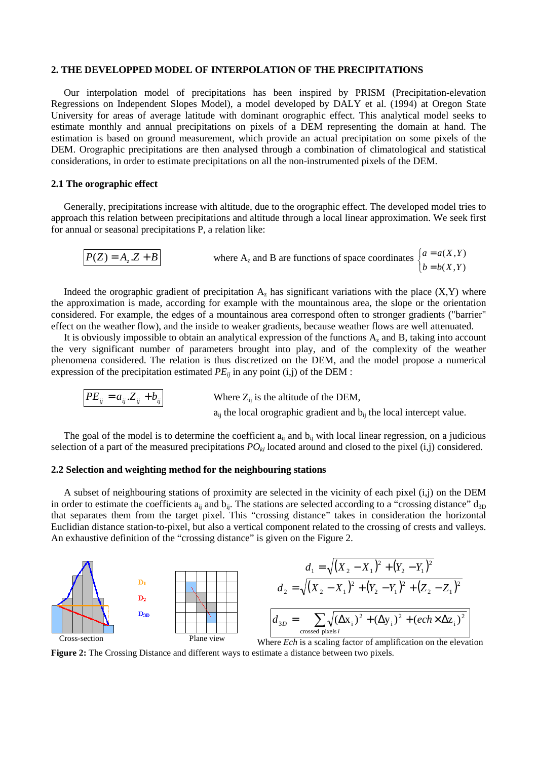## 2. THE DEVELOPPED MODEL OF INTERPOLATION OF THE PRECIPITATIONS

Our interpolation model of precipitations has been inspired by PRISM (Precipitation-elevation Regressions on Independent Slopes Model), a model developed by DALY et al. (1994) at Oregon State University for areas of average latitude with dominant orographic effect. This analytical model seeks to estimate monthly and annual precipitations on pixels of a DEM representing the domain at hand. The estimation is based on ground measurement, which provide an actual precipitation on some pixels of the DEM. Orographic precipitations are then analysed through a combination of climatological and statistical considerations, in order to estimate precipitations on all the non-instrumented pixels of the DEM.

### 2.1 The orographic effect

Generally, precipitations increase with altitude, due to the orographic effect. The developed model tries to approach this relation between precipitations and altitude through a local linear approximation. We seek first for annual or seasonal precipitations P, a relation like:

$$\boxed{P(Z) = A_z . Z + B}$$

where $A_z$ and B are functions of space coordinates $\begin{cases} a = a(X,Y) \\ b = b(X,Y) \end{cases}$

Indeed the orographic gradient of precipitation $A_z$ has significant variations with the place (X,Y) where the approximation is made, according for example with the mountainous area, the slope or the orientation considered. For example, the edges of a mountainous area correspond often to stronger gradients ("barrier" effect on the weather flow), and the inside to weaker gradients, because weather flows are well attenuated.

It is obviously impossible to obtain an analytical expression of the functions $A_z$ and B, taking into account the very significant number of parameters brought into play, and of the complexity of the weather phenomena considered. The relation is thus discretized on the DEM, and the model propose a numerical expression of the precipitation estimated $PE_{ij}$ in any point (i,j) of the DEM :

$$\boxed{PE_{ij} = a_{ij} . Z_{ij} + b_{ij}}$$

Where $Z_{ij}$ is the altitude of the DEM,
$a_{ij}$ the local orographic gradient and $b_{ij}$ the local intercept value.

The goal of the model is to determine the coefficient $a_{ij}$ and $b_{ij}$ with local linear regression, on a judicious selection of a part of the measured precipitations $PO_{kl}$ located around and closed to the pixel (i,j) considered.

### 2.2 Selection and weighting method for the neighbouring stations

A subset of neighbouring stations of proximity are selected in the vicinity of each pixel (i,j) on the DEM in order to estimate the coefficients $a_{ij}$ and $b_{ij}$. The stations are selected according to a "crossing distance" $d_{3D}$ that separates them from the target pixel. This "crossing distance" takes in consideration the horizontal Euclidian distance station-to-pixel, but also a vertical component related to the crossing of crests and valleys. An exhaustive definition of the "crossing distance" is given on the Figure 2.

Cross-section — $D_1$, $D_2$, $D_{3D}$ — Plane view

$$d_1 = \sqrt{(X_2 - X_1)^2 + (Y_2 - Y_1)^2}$$

$$d_2 = \sqrt{(X_2 - X_1)^2 + (Y_2 - Y_1)^2 + (Z_2 - Z_1)^2}$$

$$\boxed{d_{3D} = \sum_{\text{crossed pixels } i} \sqrt{(\Delta x_i)^2 + (\Delta y_i)^2 + (ech \times \Delta z_i)^2}}$$

Where *Ech* is a scaling factor of amplification on the elevation

**Figure 2:** The Crossing Distance and different ways to estimate a distance between two pixels.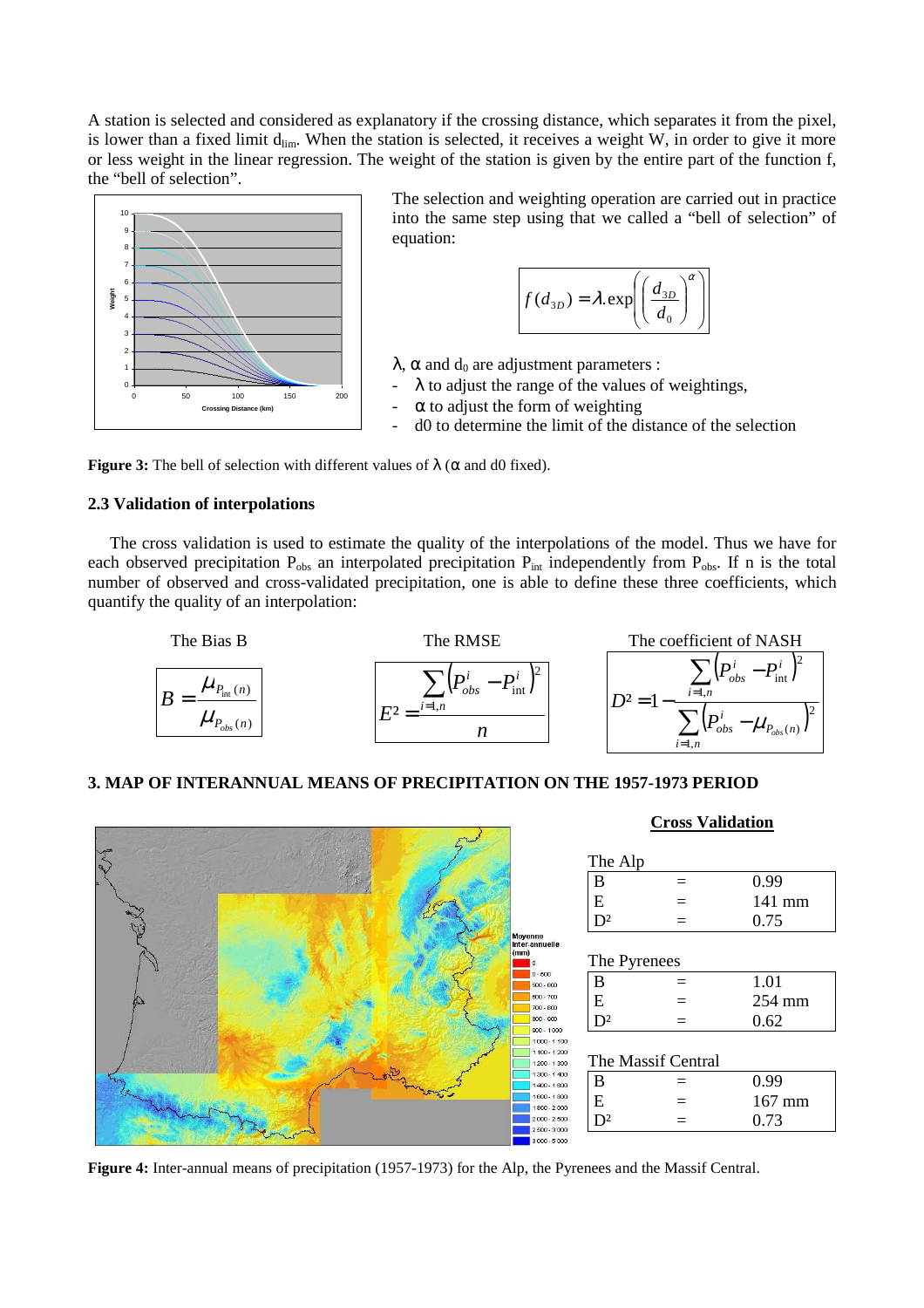A station is selected and considered as explanatory if the crossing distance, which separates it from the pixel, is lower than a fixed limit $d_{lim}$. When the station is selected, it receives a weight W, in order to give it more or less weight in the linear regression. The weight of the station is given by the entire part of the function f, the "bell of selection".

The selection and weighting operation are carried out in practice into the same step using that we called a "bell of selection" of equation:

$$f(d_{3D}) = \lambda.\exp\left(\left(\frac{d_{3D}}{d_0}\right)^{\alpha}\right)$$

$\lambda$, $\alpha$ and $d_0$ are adjustment parameters :

- $\lambda$ to adjust the range of the values of weightings,
- $\alpha$ to adjust the form of weighting
- d0 to determine the limit of the distance of the selection

**Figure 3:** The bell of selection with different values of $\lambda$ ($\alpha$ and d0 fixed).

### 2.3 Validation of interpolations

The cross validation is used to estimate the quality of the interpolations of the model. Thus we have for each observed precipitation $P_{obs}$ an interpolated precipitation $P_{int}$ independently from $P_{obs}$. If n is the total number of observed and cross-validated precipitation, one is able to define these three coefficients, which quantify the quality of an interpolation:

The Bias B

$$B = \frac{\mu_{P_{\text{int}}(n)}}{\mu_{P_{obs}(n)}}$$

The RMSE

$$E^2 = \frac{\sum_{i=1,n}\left(P_{obs}^i - P_{\text{int}}^i\right)^2}{n}$$

The coefficient of NASH

$$D^2 = 1 - \frac{\sum_{i=1,n}\left(P_{obs}^i - P_{\text{int}}^i\right)^2}{\sum_{i=1,n}\left(P_{obs}^i - \mu_{P_{obs}(n)}\right)^2}$$

## 3. MAP OF INTERANNUAL MEANS OF PRECIPITATION ON THE 1957-1973 PERIOD

**Cross Validation**

The Alp

| | | |
|---|---|---|
| B | = | 0.99 |
| E | = | 141 mm |
| D² | = | 0.75 |

The Pyrenees

| | | |
|---|---|---|
| B | = | 1.01 |
| E | = | 254 mm |
| D² | = | 0.62 |

The Massif Central

| | | |
|---|---|---|
| B | = | 0.99 |
| E | = | 167 mm |
| D² | = | 0.73 |

**Figure 4:** Inter-annual means of precipitation (1957-1973) for the Alp, the Pyrenees and the Massif Central.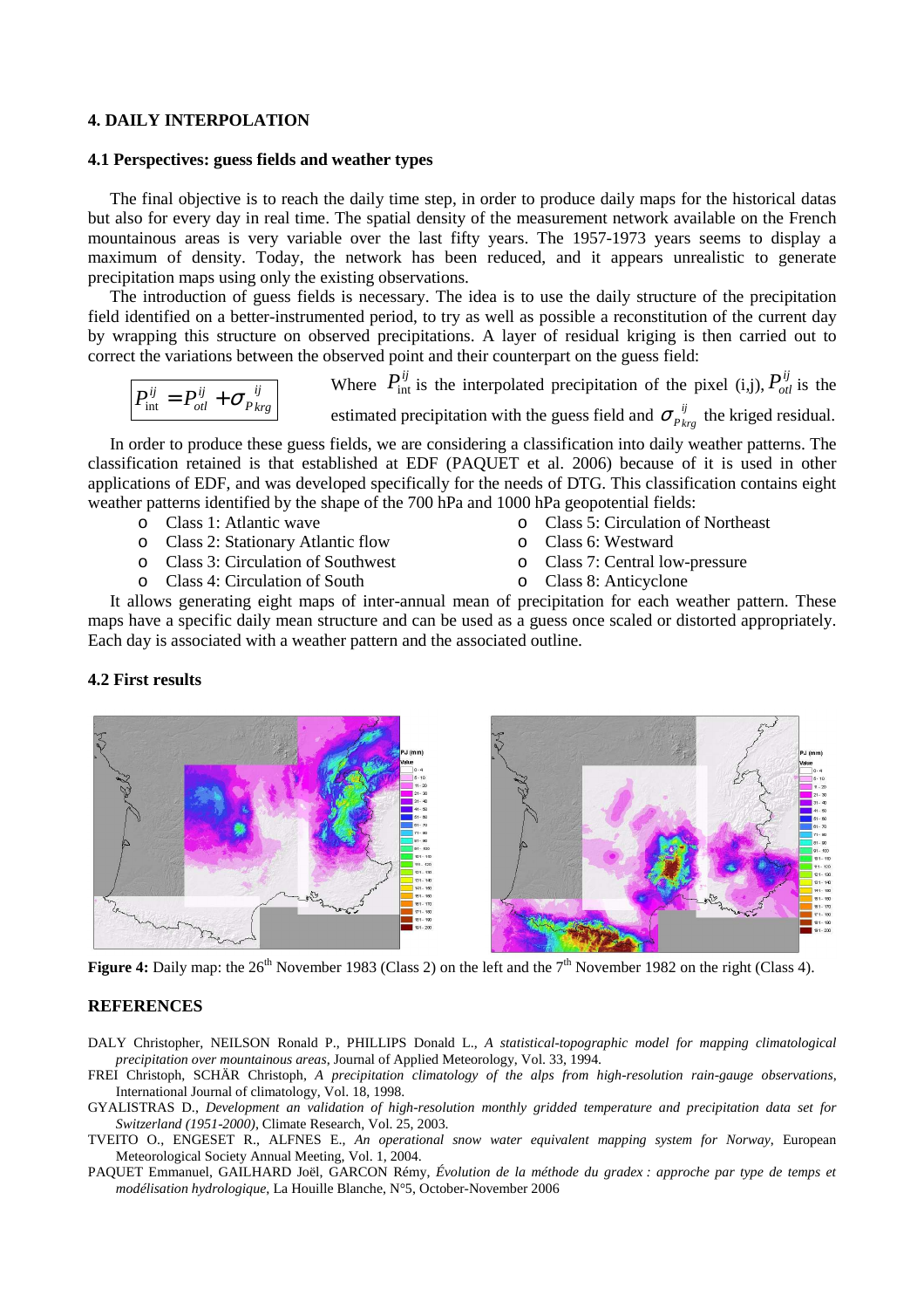## 4. DAILY INTERPOLATION

### 4.1 Perspectives: guess fields and weather types

The final objective is to reach the daily time step, in order to produce daily maps for the historical datas but also for every day in real time. The spatial density of the measurement network available on the French mountainous areas is very variable over the last fifty years. The 1957-1973 years seems to display a maximum of density. Today, the network has been reduced, and it appears unrealistic to generate precipitation maps using only the existing observations.

The introduction of guess fields is necessary. The idea is to use the daily structure of the precipitation field identified on a better-instrumented period, to try as well as possible a reconstitution of the current day by wrapping this structure on observed precipitations. A layer of residual kriging is then carried out to correct the variations between the observed point and their counterpart on the guess field:

$$P_{\text{int}}^{ij} = P_{otl}^{ij} + \sigma_{P\,krg}^{ij}$$

Where $P_{\text{int}}^{ij}$ is the interpolated precipitation of the pixel (i,j), $P_{otl}^{ij}$ is the estimated precipitation with the guess field and $\sigma_{P\,krg}^{ij}$ the kriged residual.

In order to produce these guess fields, we are considering a classification into daily weather patterns. The classification retained is that established at EDF (PAQUET et al. 2006) because of it is used in other applications of EDF, and was developed specifically for the needs of DTG. This classification contains eight weather patterns identified by the shape of the 700 hPa and 1000 hPa geopotential fields:

- Class 1: Atlantic wave
- Class 2: Stationary Atlantic flow
- Class 3: Circulation of Southwest
- Class 4: Circulation of South
- Class 5: Circulation of Northeast
- Class 6: Westward
- Class 7: Central low-pressure
- Class 8: Anticyclone

It allows generating eight maps of inter-annual mean of precipitation for each weather pattern. These maps have a specific daily mean structure and can be used as a guess once scaled or distorted appropriately. Each day is associated with a weather pattern and the associated outline.

### 4.2 First results

**Figure 4:** Daily map: the 26th November 1983 (Class 2) on the left and the 7th November 1982 on the right (Class 4).

## REFERENCES

DALY Christopher, NEILSON Ronald P., PHILLIPS Donald L., *A statistical-topographic model for mapping climatological precipitation over mountainous areas*, Journal of Applied Meteorology, Vol. 33, 1994.

FREI Christoph, SCHÄR Christoph, *A precipitation climatology of the alps from high-resolution rain-gauge observations*, International Journal of climatology, Vol. 18, 1998.

GYALISTRAS D., *Development an validation of high-resolution monthly gridded temperature and precipitation data set for Switzerland (1951-2000)*, Climate Research, Vol. 25, 2003.

TVEITO O., ENGESET R., ALFNES E., *An operational snow water equivalent mapping system for Norway*, European Meteorological Society Annual Meeting, Vol. 1, 2004.

PAQUET Emmanuel, GAILHARD Joël, GARCON Rémy, *Évolution de la méthode du gradex : approche par type de temps et modélisation hydrologique*, La Houille Blanche, N°5, October-November 2006